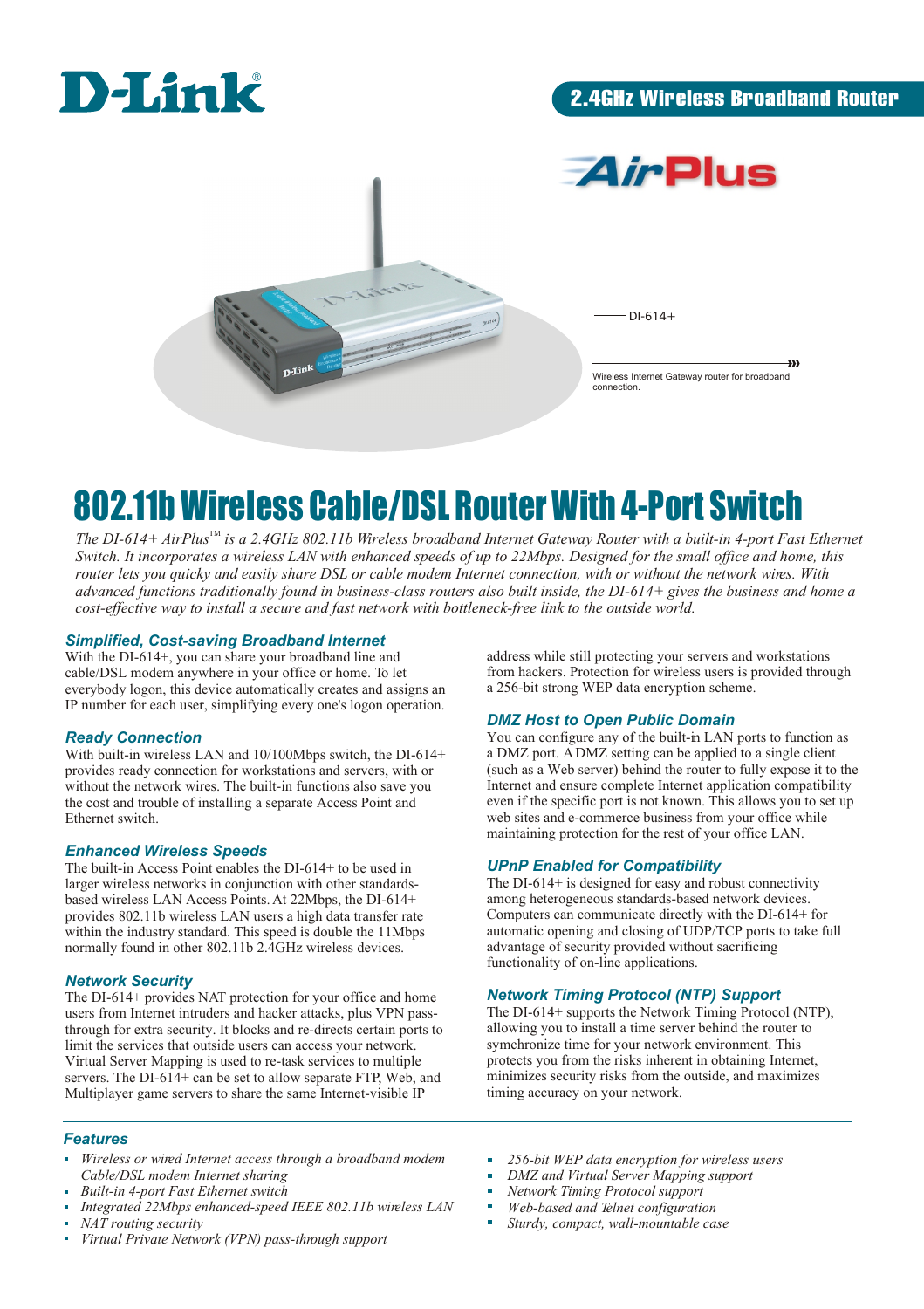D-Link®

2.4GHz Wireless Broadband Router

AirPlus

DI-614+

Wireless Internet Gateway router for broadband connection.

# 802.11b Wireless Cable/DSL Router With 4-Port Switch

*The DI-614+ AirPlus™ is a 2.4GHz 802.11b Wireless broadband Internet Gateway Router with a built-in 4-port Fast Ethernet Switch. It incorporates a wireless LAN with enhanced speeds of up to 22Mbps. Designed for the small office and home, this router lets you quicky and easily share DSL or cable modem Internet connection, with or without the network wires. With advanced functions traditionally found in business-class routers also built inside, the DI-614+ gives the business and home a cost-effective way to install a secure and fast network with bottleneck-free link to the outside world.*

### Simplified, Cost-saving Broadband Internet

With the DI-614+, you can share your broadband line and cable/DSL modem anywhere in your office or home. To let everybody logon, this device automatically creates and assigns an IP number for each user, simplifying every one's logon operation.

### Ready Connection

With built-in wireless LAN and 10/100Mbps switch, the DI-614+ provides ready connection for workstations and servers, with or without the network wires. The built-in functions also save you the cost and trouble of installing a separate Access Point and Ethernet switch.

### Enhanced Wireless Speeds

The built-in Access Point enables the DI-614+ to be used in larger wireless networks in conjunction with other standards-based wireless LAN Access Points. At 22Mbps, the DI-614+ provides 802.11b wireless LAN users a high data transfer rate within the industry standard. This speed is double the 11Mbps normally found in other 802.11b 2.4GHz wireless devices.

### Network Security

The DI-614+ provides NAT protection for your office and home users from Internet intruders and hacker attacks, plus VPN pass-through for extra security. It blocks and re-directs certain ports to limit the services that outside users can access your network. Virtual Server Mapping is used to re-task services to multiple servers. The DI-614+ can be set to allow separate FTP, Web, and Multiplayer game servers to share the same Internet-visible IP address while still protecting your servers and workstations from hackers. Protection for wireless users is provided through a 256-bit strong WEP data encryption scheme.

### DMZ Host to Open Public Domain

You can configure any of the built-in LAN ports to function as a DMZ port. A DMZ setting can be applied to a single client (such as a Web server) behind the router to fully expose it to the Internet and ensure complete Internet application compatibility even if the specific port is not known. This allows you to set up web sites and e-commerce business from your office while maintaining protection for the rest of your office LAN.

### UPnP Enabled for Compatibility

The DI-614+ is designed for easy and robust connectivity among heterogeneous standards-based network devices. Computers can communicate directly with the DI-614+ for automatic opening and closing of UDP/TCP ports to take full advantage of security provided without sacrificing functionality of on-line applications.

### Network Timing Protocol (NTP) Support

The DI-614+ supports the Network Timing Protocol (NTP), allowing you to install a time server behind the router to symchronize time for your network environment. This protects you from the risks inherent in obtaining Internet, minimizes security risks from the outside, and maximizes timing accuracy on your network.

### Features

- *Wireless or wired Internet access through a broadband modem Cable/DSL modem Internet sharing*
- *Built-in 4-port Fast Ethernet switch*
- *Integrated 22Mbps enhanced-speed IEEE 802.11b wireless LAN*
- *NAT routing security*
- *Virtual Private Network (VPN) pass-through support*
- *256-bit WEP data encryption for wireless users*
- *DMZ and Virtual Server Mapping support*
- *Network Timing Protocol support*
- *Web-based and Telnet configuration*
- *Sturdy, compact, wall-mountable case*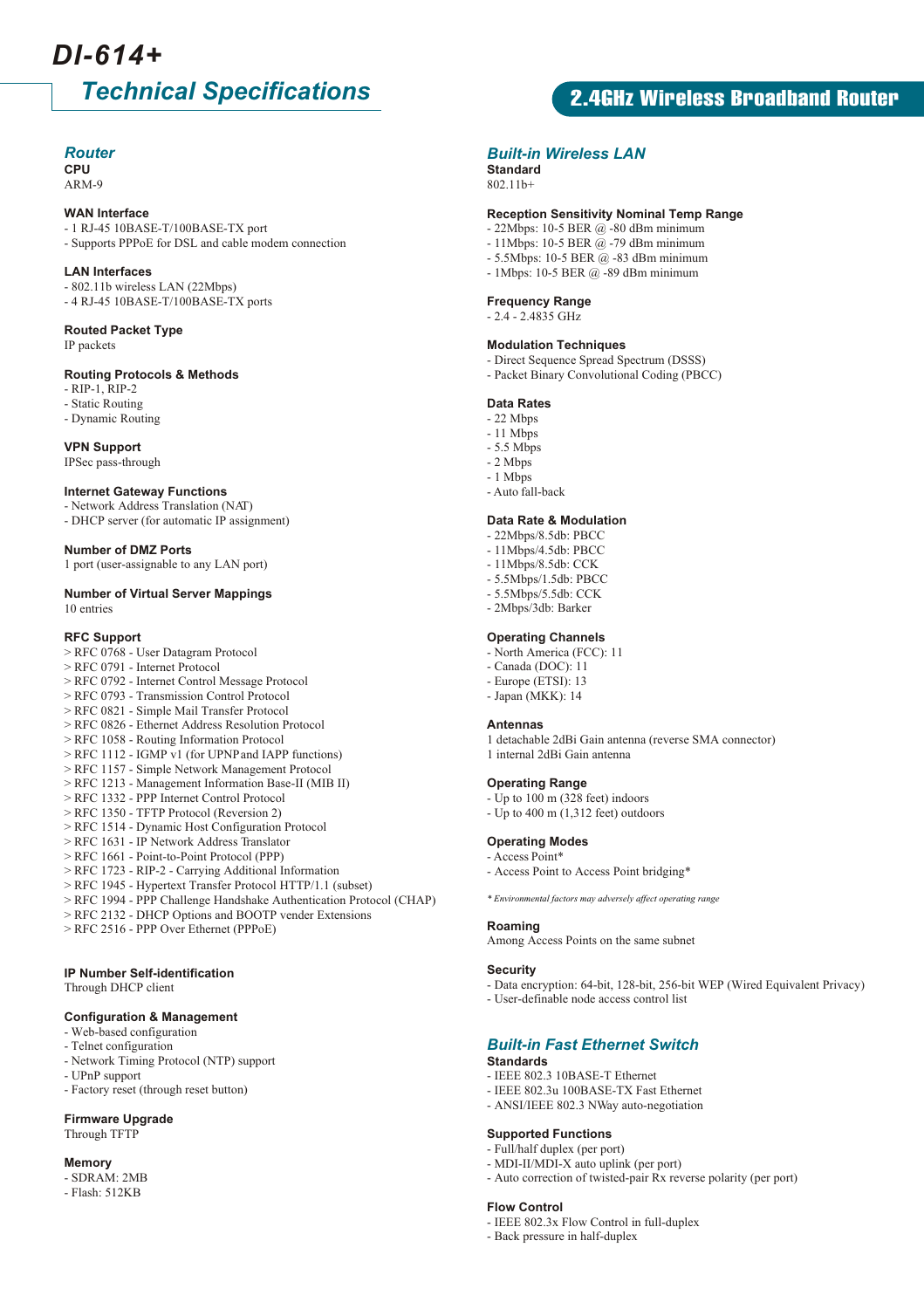# DI-614+

## Technical Specifications

## 2.4GHz Wireless Broadband Router

### *Router*

**CPU**
ARM-9

**WAN Interface**
- 1 RJ-45 10BASE-T/100BASE-TX port
- Supports PPPoE for DSL and cable modem connection

**LAN Interfaces**
- 802.11b wireless LAN (22Mbps)
- 4 RJ-45 10BASE-T/100BASE-TX ports

**Routed Packet Type**
IP packets

**Routing Protocols & Methods**
- RIP-1, RIP-2
- Static Routing
- Dynamic Routing

**VPN Support**
IPSec pass-through

**Internet Gateway Functions**
- Network Address Translation (NAT)
- DHCP server (for automatic IP assignment)

**Number of DMZ Ports**
1 port (user-assignable to any LAN port)

**Number of Virtual Server Mappings**
10 entries

**RFC Support**
> RFC 0768 - User Datagram Protocol
> RFC 0791 - Internet Protocol
> RFC 0792 - Internet Control Message Protocol
> RFC 0793 - Transmission Control Protocol
> RFC 0821 - Simple Mail Transfer Protocol
> RFC 0826 - Ethernet Address Resolution Protocol
> RFC 1058 - Routing Information Protocol
> RFC 1112 - IGMP v1 (for UPNP and IAPP functions)
> RFC 1157 - Simple Network Management Protocol
> RFC 1213 - Management Information Base-II (MIB II)
> RFC 1332 - PPP Internet Control Protocol
> RFC 1350 - TFTP Protocol (Reversion 2)
> RFC 1514 - Dynamic Host Configuration Protocol
> RFC 1631 - IP Network Address Translator
> RFC 1661 - Point-to-Point Protocol (PPP)
> RFC 1723 - RIP-2 - Carrying Additional Information
> RFC 1945 - Hypertext Transfer Protocol HTTP/1.1 (subset)
> RFC 1994 - PPP Challenge Handshake Authentication Protocol (CHAP)
> RFC 2132 - DHCP Options and BOOTP vender Extensions
> RFC 2516 - PPP Over Ethernet (PPPoE)

**IP Number Self-identification**
Through DHCP client

**Configuration & Management**
- Web-based configuration
- Telnet configuration
- Network Timing Protocol (NTP) support
- UPnP support
- Factory reset (through reset button)

**Firmware Upgrade**
Through TFTP

**Memory**
- SDRAM: 2MB
- Flash: 512KB

### *Built-in Wireless LAN*

**Standard**
802.11b+

**Reception Sensitivity Nominal Temp Range**
- 22Mbps: 10-5 BER @ -80 dBm minimum
- 11Mbps: 10-5 BER @ -79 dBm minimum
- 5.5Mbps: 10-5 BER @ -83 dBm minimum
- 1Mbps: 10-5 BER @ -89 dBm minimum

**Frequency Range**
- 2.4 - 2.4835 GHz

**Modulation Techniques**
- Direct Sequence Spread Spectrum (DSSS)
- Packet Binary Convolutional Coding (PBCC)

**Data Rates**
- 22 Mbps
- 11 Mbps
- 5.5 Mbps
- 2 Mbps
- 1 Mbps
- Auto fall-back

**Data Rate & Modulation**
- 22Mbps/8.5db: PBCC
- 11Mbps/4.5db: PBCC
- 11Mbps/8.5db: CCK
- 5.5Mbps/1.5db: PBCC
- 5.5Mbps/5.5db: CCK
- 2Mbps/3db: Barker

**Operating Channels**
- North America (FCC): 11
- Canada (DOC): 11
- Europe (ETSI): 13
- Japan (MKK): 14

**Antennas**
1 detachable 2dBi Gain antenna (reverse SMA connector)
1 internal 2dBi Gain antenna

**Operating Range**
- Up to 100 m (328 feet) indoors
- Up to 400 m (1,312 feet) outdoors

**Operating Modes**
- Access Point*
- Access Point to Access Point bridging*

*\* Environmental factors may adversely affect operating range*

**Roaming**
Among Access Points on the same subnet

**Security**
- Data encryption: 64-bit, 128-bit, 256-bit WEP (Wired Equivalent Privacy)
- User-definable node access control list

### *Built-in Fast Ethernet Switch*

**Standards**
- IEEE 802.3 10BASE-T Ethernet
- IEEE 802.3u 100BASE-TX Fast Ethernet
- ANSI/IEEE 802.3 NWay auto-negotiation

**Supported Functions**
- Full/half duplex (per port)
- MDI-II/MDI-X auto uplink (per port)
- Auto correction of twisted-pair Rx reverse polarity (per port)

**Flow Control**
- IEEE 802.3x Flow Control in full-duplex
- Back pressure in half-duplex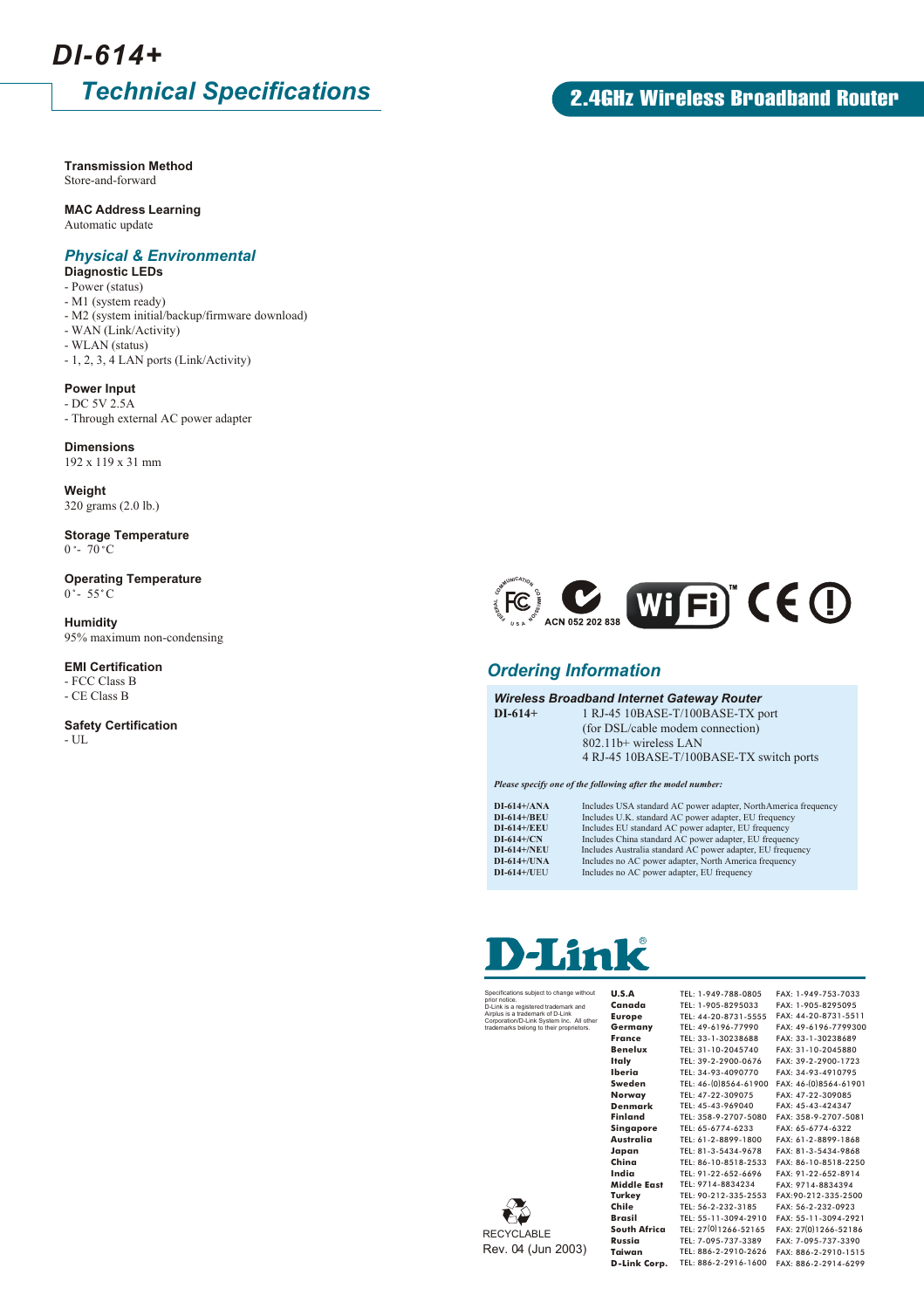# DI-614+

## Technical Specifications

## 2.4GHz Wireless Broadband Router

**Transmission Method**
Store-and-forward

**MAC Address Learning**
Automatic update

### *Physical & Environmental*

**Diagnostic LEDs**
- Power (status)
- M1 (system ready)
- M2 (system initial/backup/firmware download)
- WAN (Link/Activity)
- WLAN (status)
- 1, 2, 3, 4 LAN ports (Link/Activity)

**Power Input**
- DC 5V 2.5A
- Through external AC power adapter

**Dimensions**
192 x 119 x 31 mm

**Weight**
320 grams (2.0 lb.)

**Storage Temperature**
0 °- 70 °C

**Operating Temperature**
0 °- 55 °C

**Humidity**
95% maximum non-condensing

**EMI Certification**
- FCC Class B
- CE Class B

**Safety Certification**
- UL

ACN 052 202 838

### *Ordering Information*

***Wireless Broadband Internet Gateway Router***

**DI-614+**
1 RJ-45 10BASE-T/100BASE-TX port
(for DSL/cable modem connection)
802.11b+ wireless LAN
4 RJ-45 10BASE-T/100BASE-TX switch ports

***Please specify one of the following after the model number:***

| | |
|---|---|
| **DI-614+/ANA** | Includes USA standard AC power adapter, NorthAmerica frequency |
| **DI-614+/BEU** | Includes U.K. standard AC power adapter, EU frequency |
| **DI-614+/EEU** | Includes EU standard AC power adapter, EU frequency |
| **DI-614+/CN** | Includes China standard AC power adapter, EU frequency |
| **DI-614+/NEU** | Includes Australia standard AC power adapter, EU frequency |
| **DI-614+/UNA** | Includes no AC power adapter, North America frequency |
| **DI-614+/UEU** | Includes no AC power adapter, EU frequency |

D-Link®

Specifications subject to change without prior notice.
D-Link is a registered trademark and Airplus is a trademark of D-Link Corporation/D-Link System Inc. All other trademarks belong to their proprietors.

| | TEL | FAX |
|---|---|---|
| **U.S.A** | TEL: 1-949-788-0805 | FAX: 1-949-753-7033 |
| **Canada** | TEL: 1-905-8295033 | FAX: 1-905-8295095 |
| **Europe** | TEL: 44-20-8731-5555 | FAX: 44-20-8731-5511 |
| **Germany** | TEL: 49-6196-77990 | FAX: 49-6196-7799300 |
| **France** | TEL: 33-1-30238688 | FAX: 33-1-30238689 |
| **Benelux** | TEL: 31-10-2045740 | FAX: 31-10-2045880 |
| **Italy** | TEL: 39-2-2900-0676 | FAX: 39-2-2900-1723 |
| **Iberia** | TEL: 34-93-4090770 | FAX: 34-93-4910795 |
| **Sweden** | TEL: 46-(0)8564-61900 | FAX: 46-(0)8564-61901 |
| **Norway** | TEL: 47-22-309075 | FAX: 47-22-309085 |
| **Denmark** | TEL: 45-43-969040 | FAX: 45-43-424347 |
| **Finland** | TEL: 358-9-2707-5080 | FAX: 358-9-2707-5081 |
| **Singapore** | TEL: 65-6774-6233 | FAX: 65-6774-6322 |
| **Australia** | TEL: 61-2-8899-1800 | FAX: 61-2-8899-1868 |
| **Japan** | TEL: 81-3-5434-9678 | FAX: 81-3-5434-9868 |
| **China** | TEL: 86-10-8518-2533 | FAX: 86-10-8518-2250 |
| **India** | TEL: 91-22-652-6696 | FAX: 91-22-652-8914 |
| **Middle East** | TEL: 9714-8834234 | FAX: 9714-8834394 |
| **Turkey** | TEL: 90-212-335-2553 | FAX:90-212-335-2500 |
| **Chile** | TEL: 56-2-232-3185 | FAX: 56-2-232-0923 |
| **Brasil** | TEL: 55-11-3094-2910 | FAX: 55-11-3094-2921 |
| **South Africa** | TEL: 27(0)1266-52165 | FAX: 27(0)1266-52186 |
| **Russia** | TEL: 7-095-737-3389 | FAX: 7-095-737-3390 |
| **Taiwan** | TEL: 886-2-2910-2626 | FAX: 886-2-2910-1515 |
| **D-Link Corp.** | TEL: 886-2-2916-1600 | FAX: 886-2-2914-6299 |

RECYCLABLE
Rev. 04 (Jun 2003)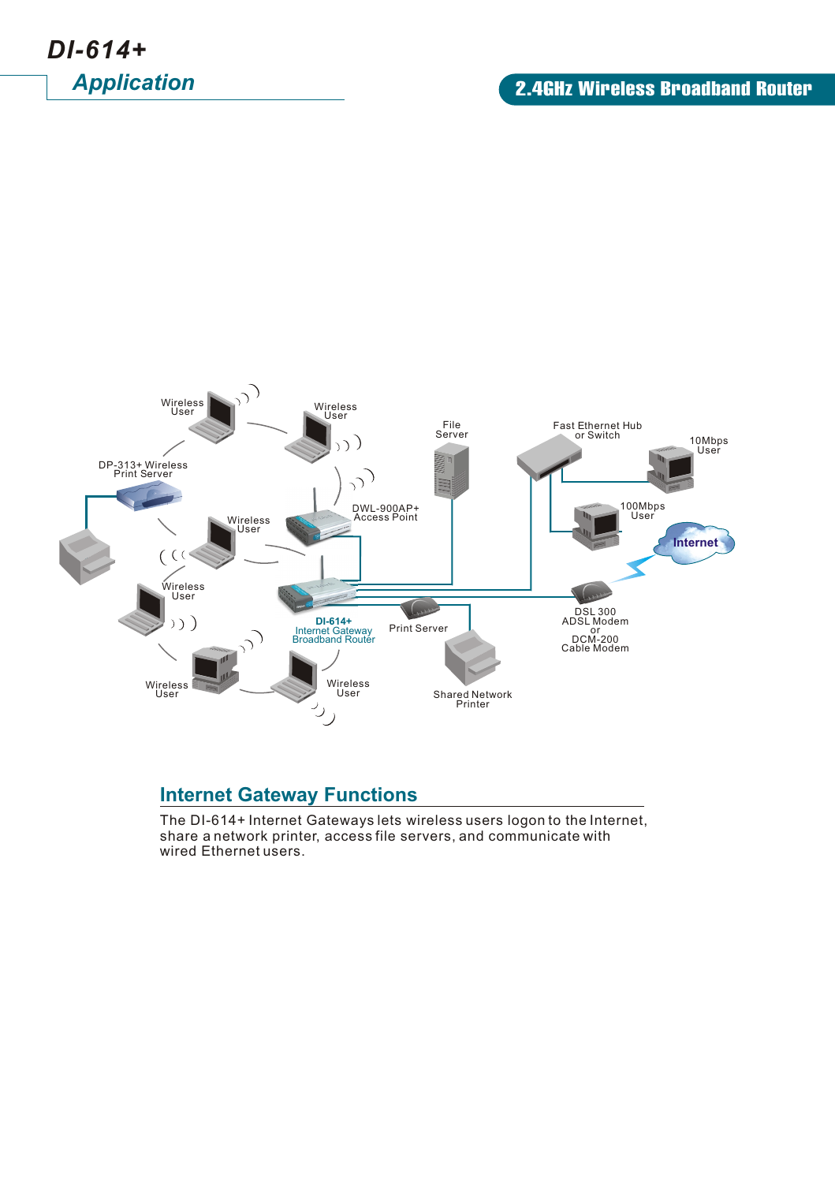# DI-614+

## Application

**2.4GHz Wireless Broadband Router**

Wireless User

Wireless User

DP-313+ Wireless Print Server

File Server

Fast Ethernet Hub or Switch

10Mbps User

DWL-900AP+ Access Point

Wireless User

100Mbps User

Internet

Wireless User

DI-614+ Internet Gateway Broadband Router

Print Server

DSL 300 ADSL Modem or DCM-200 Cable Modem

Wireless User

Wireless User

Shared Network Printer

## Internet Gateway Functions

The DI-614+ Internet Gateways lets wireless users logon to the Internet, share a network printer, access file servers, and communicate with wired Ethernet users.